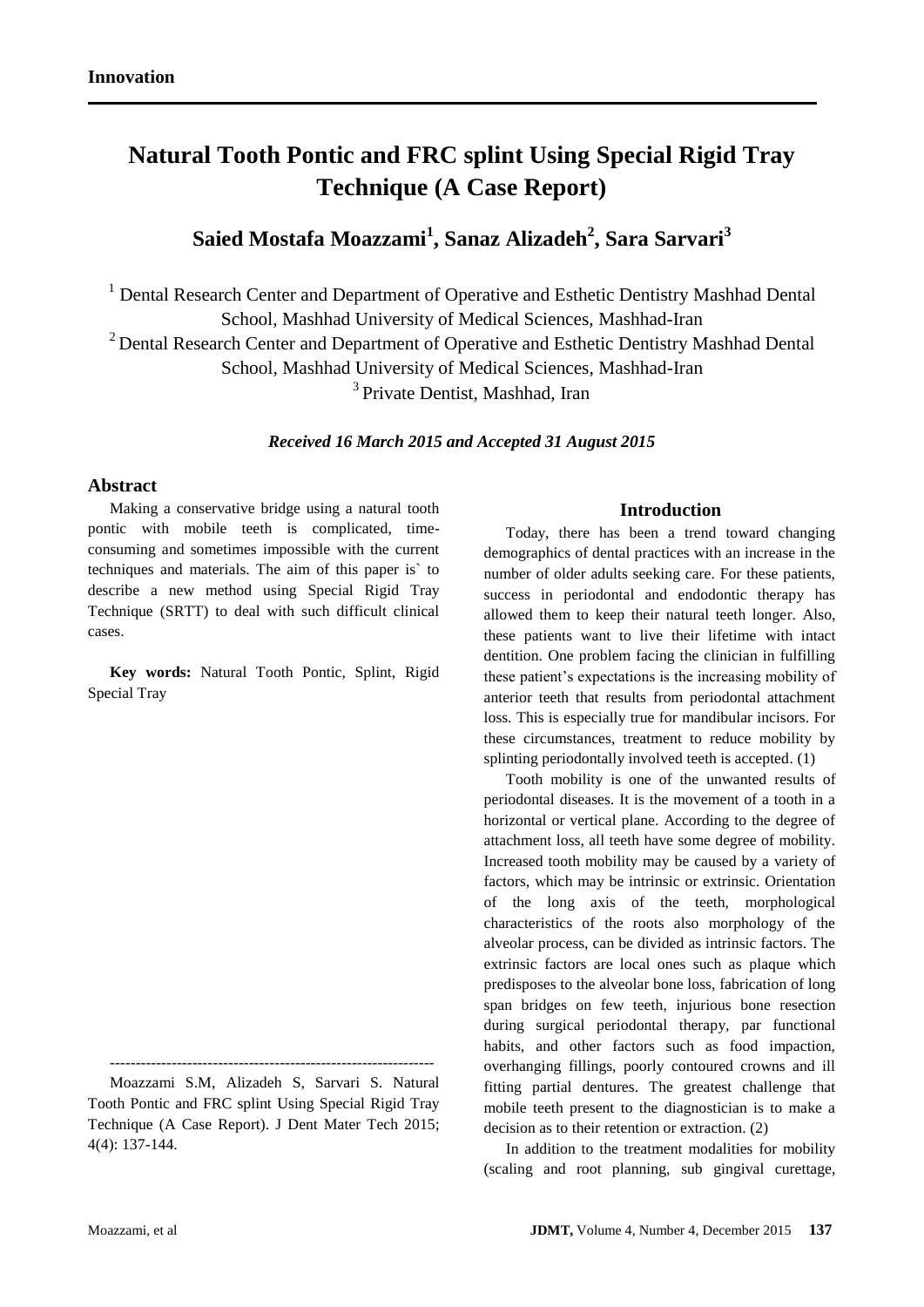**Innovation**

# Natural Tooth Pontic and FRC splint Using Special Rigid Tray Technique (A Case Report)

## Saied Mostafa Moazzami[1], Sanaz Alizadeh[2], Sara Sarvari[3]

[1] Dental Research Center and Department of Operative and Esthetic Dentistry Mashhad Dental School, Mashhad University of Medical Sciences, Mashhad-Iran

[2] Dental Research Center and Department of Operative and Esthetic Dentistry Mashhad Dental School, Mashhad University of Medical Sciences, Mashhad-Iran

[3] Private Dentist, Mashhad, Iran

***Received 16 March 2015 and Accepted 31 August 2015***

## Abstract

Making a conservative bridge using a natural tooth pontic with mobile teeth is complicated, time-consuming and sometimes impossible with the current techniques and materials. The aim of this paper is` to describe a new method using Special Rigid Tray Technique (SRTT) to deal with such difficult clinical cases.

**Key words:** Natural Tooth Pontic, Splint, Rigid Special Tray

---------------------------------------------------------------

Moazzami S.M, Alizadeh S, Sarvari S. Natural Tooth Pontic and FRC splint Using Special Rigid Tray Technique (A Case Report). J Dent Mater Tech 2015; 4(4): 137-144.

## Introduction

Today, there has been a trend toward changing demographics of dental practices with an increase in the number of older adults seeking care. For these patients, success in periodontal and endodontic therapy has allowed them to keep their natural teeth longer. Also, these patients want to live their lifetime with intact dentition. One problem facing the clinician in fulfilling these patient's expectations is the increasing mobility of anterior teeth that results from periodontal attachment loss. This is especially true for mandibular incisors. For these circumstances, treatment to reduce mobility by splinting periodontally involved teeth is accepted. (1)

Tooth mobility is one of the unwanted results of periodontal diseases. It is the movement of a tooth in a horizontal or vertical plane. According to the degree of attachment loss, all teeth have some degree of mobility. Increased tooth mobility may be caused by a variety of factors, which may be intrinsic or extrinsic. Orientation of the long axis of the teeth, morphological characteristics of the roots also morphology of the alveolar process, can be divided as intrinsic factors. The extrinsic factors are local ones such as plaque which predisposes to the alveolar bone loss, fabrication of long span bridges on few teeth, injurious bone resection during surgical periodontal therapy, par functional habits, and other factors such as food impaction, overhanging fillings, poorly contoured crowns and ill fitting partial dentures. The greatest challenge that mobile teeth present to the diagnostician is to make a decision as to their retention or extraction. (2)

In addition to the treatment modalities for mobility (scaling and root planning, sub gingival curettage,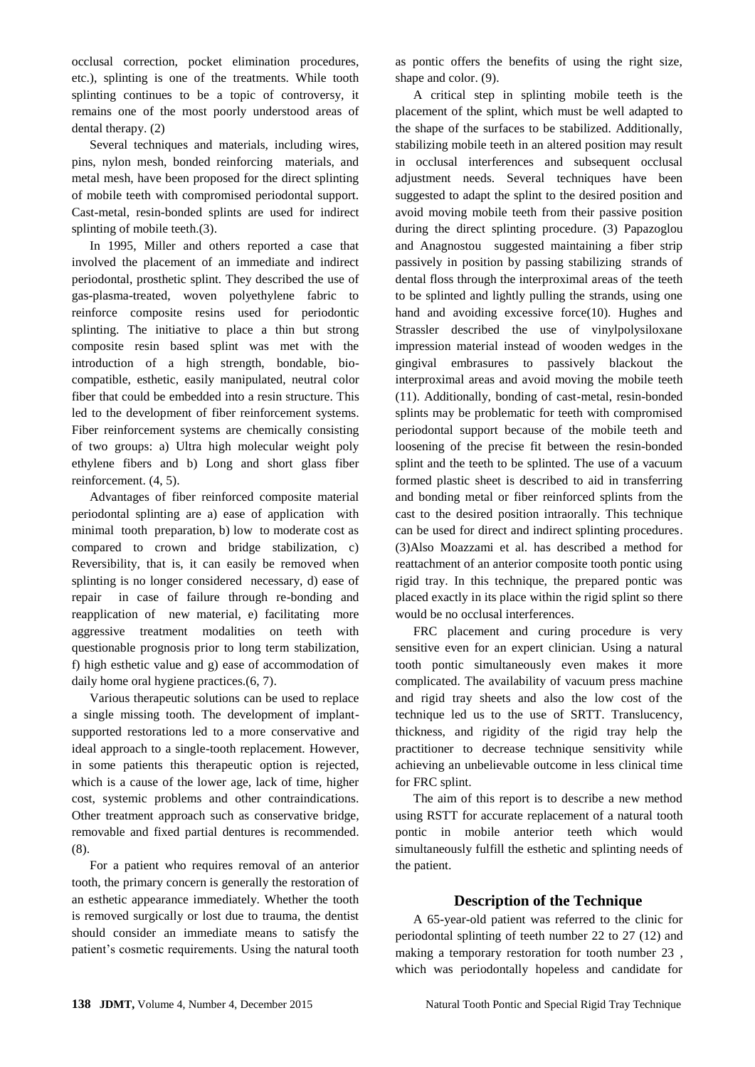occlusal correction, pocket elimination procedures, etc.), splinting is one of the treatments. While tooth splinting continues to be a topic of controversy, it remains one of the most poorly understood areas of dental therapy. (2)

Several techniques and materials, including wires, pins, nylon mesh, bonded reinforcing materials, and metal mesh, have been proposed for the direct splinting of mobile teeth with compromised periodontal support. Cast-metal, resin-bonded splints are used for indirect splinting of mobile teeth.(3).

In 1995, Miller and others reported a case that involved the placement of an immediate and indirect periodontal, prosthetic splint. They described the use of gas-plasma-treated, woven polyethylene fabric to reinforce composite resins used for periodontic splinting. The initiative to place a thin but strong composite resin based splint was met with the introduction of a high strength, bondable, bio-compatible, esthetic, easily manipulated, neutral color fiber that could be embedded into a resin structure. This led to the development of fiber reinforcement systems. Fiber reinforcement systems are chemically consisting of two groups: a) Ultra high molecular weight poly ethylene fibers and b) Long and short glass fiber reinforcement. (4, 5).

Advantages of fiber reinforced composite material periodontal splinting are a) ease of application with minimal tooth preparation, b) low to moderate cost as compared to crown and bridge stabilization, c) Reversibility, that is, it can easily be removed when splinting is no longer considered necessary, d) ease of repair in case of failure through re-bonding and reapplication of new material, e) facilitating more aggressive treatment modalities on teeth with questionable prognosis prior to long term stabilization, f) high esthetic value and g) ease of accommodation of daily home oral hygiene practices.(6, 7).

Various therapeutic solutions can be used to replace a single missing tooth. The development of implant-supported restorations led to a more conservative and ideal approach to a single-tooth replacement. However, in some patients this therapeutic option is rejected, which is a cause of the lower age, lack of time, higher cost, systemic problems and other contraindications. Other treatment approach such as conservative bridge, removable and fixed partial dentures is recommended. (8).

For a patient who requires removal of an anterior tooth, the primary concern is generally the restoration of an esthetic appearance immediately. Whether the tooth is removed surgically or lost due to trauma, the dentist should consider an immediate means to satisfy the patient's cosmetic requirements. Using the natural tooth as pontic offers the benefits of using the right size, shape and color. (9).

A critical step in splinting mobile teeth is the placement of the splint, which must be well adapted to the shape of the surfaces to be stabilized. Additionally, stabilizing mobile teeth in an altered position may result in occlusal interferences and subsequent occlusal adjustment needs. Several techniques have been suggested to adapt the splint to the desired position and avoid moving mobile teeth from their passive position during the direct splinting procedure. (3) Papazoglou and Anagnostou suggested maintaining a fiber strip passively in position by passing stabilizing strands of dental floss through the interproximal areas of the teeth to be splinted and lightly pulling the strands, using one hand and avoiding excessive force(10). Hughes and Strassler described the use of vinylpolysiloxane impression material instead of wooden wedges in the gingival embrasures to passively blackout the interproximal areas and avoid moving the mobile teeth (11). Additionally, bonding of cast-metal, resin-bonded splints may be problematic for teeth with compromised periodontal support because of the mobile teeth and loosening of the precise fit between the resin-bonded splint and the teeth to be splinted. The use of a vacuum formed plastic sheet is described to aid in transferring and bonding metal or fiber reinforced splints from the cast to the desired position intraorally. This technique can be used for direct and indirect splinting procedures. (3)Also Moazzami et al. has described a method for reattachment of an anterior composite tooth pontic using rigid tray. In this technique, the prepared pontic was placed exactly in its place within the rigid splint so there would be no occlusal interferences.

FRC placement and curing procedure is very sensitive even for an expert clinician. Using a natural tooth pontic simultaneously even makes it more complicated. The availability of vacuum press machine and rigid tray sheets and also the low cost of the technique led us to the use of SRTT. Translucency, thickness, and rigidity of the rigid tray help the practitioner to decrease technique sensitivity while achieving an unbelievable outcome in less clinical time for FRC splint.

The aim of this report is to describe a new method using RSTT for accurate replacement of a natural tooth pontic in mobile anterior teeth which would simultaneously fulfill the esthetic and splinting needs of the patient.

## Description of the Technique

A 65-year-old patient was referred to the clinic for periodontal splinting of teeth number 22 to 27 (12) and making a temporary restoration for tooth number 23 , which was periodontally hopeless and candidate for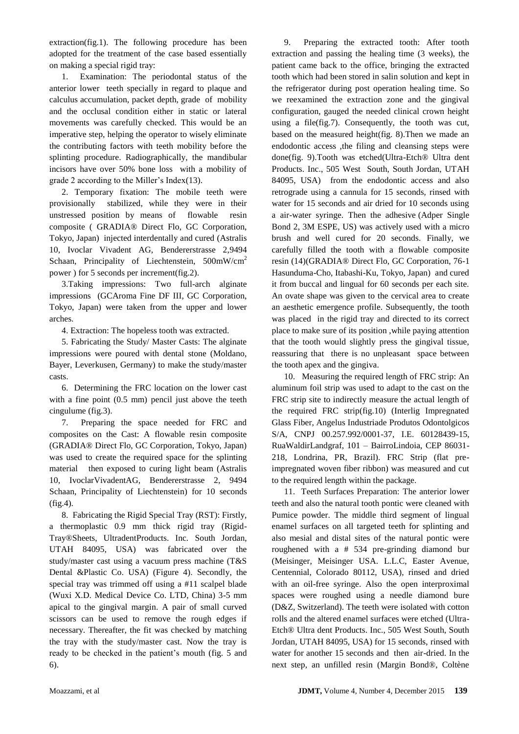extraction(fig.1). The following procedure has been adopted for the treatment of the case based essentially on making a special rigid tray:

1. Examination: The periodontal status of the anterior lower teeth specially in regard to plaque and calculus accumulation, packet depth, grade of mobility and the occlusal condition either in static or lateral movements was carefully checked. This would be an imperative step, helping the operator to wisely eliminate the contributing factors with teeth mobility before the splinting procedure. Radiographically, the mandibular incisors have over 50% bone loss with a mobility of grade 2 according to the Miller's Index(13).

2. Temporary fixation: The mobile teeth were provisionally stabilized, while they were in their unstressed position by means of flowable resin composite ( GRADIA® Direct Flo, GC Corporation, Tokyo, Japan) injected interdentally and cured (Astralis 10, Ivoclar Vivadent AG, Bendererstrasse 2,9494 Schaan, Principality of Liechtenstein, 500mW/cm$^2$ power ) for 5 seconds per increment(fig.2).

3. Taking impressions: Two full-arch alginate impressions (GCAroma Fine DF III, GC Corporation, Tokyo, Japan) were taken from the upper and lower arches.

4. Extraction: The hopeless tooth was extracted.

5. Fabricating the Study/ Master Casts: The alginate impressions were poured with dental stone (Moldano, Bayer, Leverkusen, Germany) to make the study/master casts.

6. Determining the FRC location on the lower cast with a fine point (0.5 mm) pencil just above the teeth cingulume (fig.3).

7. Preparing the space needed for FRC and composites on the Cast: A flowable resin composite (GRADIA® Direct Flo, GC Corporation, Tokyo, Japan) was used to create the required space for the splinting material then exposed to curing light beam (Astralis 10, IvoclarVivadentAG, Bendererstrasse 2, 9494 Schaan, Principality of Liechtenstein) for 10 seconds (fig.4).

8. Fabricating the Rigid Special Tray (RST): Firstly, a thermoplastic 0.9 mm thick rigid tray (Rigid-Tray®Sheets, UltradentProducts. Inc. South Jordan, UTAH 84095, USA) was fabricated over the study/master cast using a vacuum press machine (T&S Dental &Plastic Co. USA) (Figure 4). Secondly, the special tray was trimmed off using a #11 scalpel blade (Wuxi X.D. Medical Device Co. LTD, China) 3-5 mm apical to the gingival margin. A pair of small curved scissors can be used to remove the rough edges if necessary. Thereafter, the fit was checked by matching the tray with the study/master cast. Now the tray is ready to be checked in the patient's mouth (fig. 5 and 6).

9. Preparing the extracted tooth: After tooth extraction and passing the healing time (3 weeks), the patient came back to the office, bringing the extracted tooth which had been stored in salin solution and kept in the refrigerator during post operation healing time. So we reexamined the extraction zone and the gingival configuration, gauged the needed clinical crown height using a file(fig.7). Consequently, the tooth was cut, based on the measured height(fig. 8).Then we made an endodontic access ,the filing and cleansing steps were done(fig. 9).Tooth was etched(Ultra-Etch® Ultra dent Products. Inc., 505 West South, South Jordan, UTAH 84095, USA) from the endodontic access and also retrograde using a cannula for 15 seconds, rinsed with water for 15 seconds and air dried for 10 seconds using a air-water syringe. Then the adhesive (Adper Single Bond 2, 3M ESPE, US) was actively used with a micro brush and well cured for 20 seconds. Finally, we carefully filled the tooth with a flowable composite resin (14)(GRADIA® Direct Flo, GC Corporation, 76-1 Hasunduma-Cho, Itabashi-Ku, Tokyo, Japan) and cured it from buccal and lingual for 60 seconds per each site. An ovate shape was given to the cervical area to create an aesthetic emergence profile. Subsequently, the tooth was placed in the rigid tray and directed to its correct place to make sure of its position ,while paying attention that the tooth would slightly press the gingival tissue, reassuring that there is no unpleasant space between the tooth apex and the gingiva.

10. Measuring the required length of FRC strip: An aluminum foil strip was used to adapt to the cast on the FRC strip site to indirectly measure the actual length of the required FRC strip(fig.10) (Interlig Impregnated Glass Fiber, Angelus Industriade Produtos Odontolgicos S/A, CNPJ 00.257.992/0001-37, I.E. 60128439-15, RuaWaldirLandgraf, 101 – BairroLindoia, CEP 86031-218, Londrina, PR, Brazil). FRC Strip (flat pre-impregnated woven fiber ribbon) was measured and cut to the required length within the package.

11. Teeth Surfaces Preparation: The anterior lower teeth and also the natural tooth pontic were cleaned with Pumice powder. The middle third segment of lingual enamel surfaces on all targeted teeth for splinting and also mesial and distal sites of the natural pontic were roughened with a # 534 pre-grinding diamond bur (Meisinger, Meisinger USA. L.L.C, Easter Avenue, Centennial, Colorado 80112, USA), rinsed and dried with an oil-free syringe. Also the open interproximal spaces were roughed using a needle diamond bure (D&Z, Switzerland). The teeth were isolated with cotton rolls and the altered enamel surfaces were etched (Ultra-Etch® Ultra dent Products. Inc., 505 West South, South Jordan, UTAH 84095, USA) for 15 seconds, rinsed with water for another 15 seconds and then air-dried. In the next step, an unfilled resin (Margin Bond®, Coltène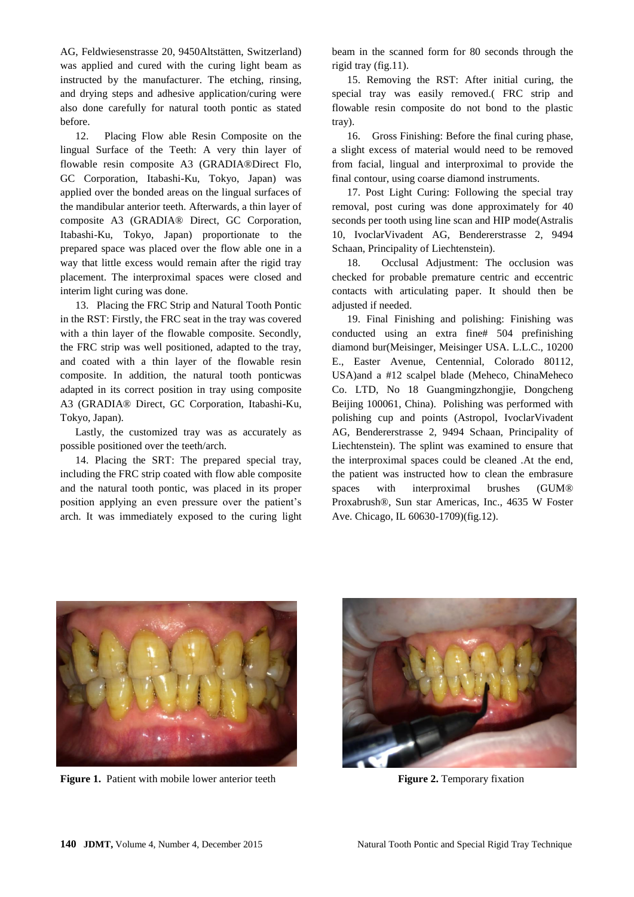AG, Feldwiesenstrasse 20, 9450Altstätten, Switzerland) was applied and cured with the curing light beam as instructed by the manufacturer. The etching, rinsing, and drying steps and adhesive application/curing were also done carefully for natural tooth pontic as stated before.

12. Placing Flow able Resin Composite on the lingual Surface of the Teeth: A very thin layer of flowable resin composite A3 (GRADIA®Direct Flo, GC Corporation, Itabashi-Ku, Tokyo, Japan) was applied over the bonded areas on the lingual surfaces of the mandibular anterior teeth. Afterwards, a thin layer of composite A3 (GRADIA® Direct, GC Corporation, Itabashi-Ku, Tokyo, Japan) proportionate to the prepared space was placed over the flow able one in a way that little excess would remain after the rigid tray placement. The interproximal spaces were closed and interim light curing was done.

13. Placing the FRC Strip and Natural Tooth Pontic in the RST: Firstly, the FRC seat in the tray was covered with a thin layer of the flowable composite. Secondly, the FRC strip was well positioned, adapted to the tray, and coated with a thin layer of the flowable resin composite. In addition, the natural tooth ponticwas adapted in its correct position in tray using composite A3 (GRADIA® Direct, GC Corporation, Itabashi-Ku, Tokyo, Japan).

Lastly, the customized tray was as accurately as possible positioned over the teeth/arch.

14. Placing the SRT: The prepared special tray, including the FRC strip coated with flow able composite and the natural tooth pontic, was placed in its proper position applying an even pressure over the patient's arch. It was immediately exposed to the curing light beam in the scanned form for 80 seconds through the rigid tray (fig.11).

15. Removing the RST: After initial curing, the special tray was easily removed.( FRC strip and flowable resin composite do not bond to the plastic tray).

16. Gross Finishing: Before the final curing phase, a slight excess of material would need to be removed from facial, lingual and interproximal to provide the final contour, using coarse diamond instruments.

17. Post Light Curing: Following the special tray removal, post curing was done approximately for 40 seconds per tooth using line scan and HIP mode(Astralis 10, IvoclarVivadent AG, Bendererstrasse 2, 9494 Schaan, Principality of Liechtenstein).

18. Occlusal Adjustment: The occlusion was checked for probable premature centric and eccentric contacts with articulating paper. It should then be adjusted if needed.

19. Final Finishing and polishing: Finishing was conducted using an extra fine# 504 prefinishing diamond bur(Meisinger, Meisinger USA. L.L.C., 10200 E., Easter Avenue, Centennial, Colorado 80112, USA)and a #12 scalpel blade (Meheco, ChinaMeheco Co. LTD, No 18 Guangmingzhongjie, Dongcheng Beijing 100061, China). Polishing was performed with polishing cup and points (Astropol, IvoclarVivadent AG, Bendererstrasse 2, 9494 Schaan, Principality of Liechtenstein). The splint was examined to ensure that the interproximal spaces could be cleaned .At the end, the patient was instructed how to clean the embrasure spaces with interproximal brushes (GUM® Proxabrush®, Sun star Americas, Inc., 4635 W Foster Ave. Chicago, IL 60630-1709)(fig.12).

**Figure 1.** Patient with mobile lower anterior teeth

**Figure 2.** Temporary fixation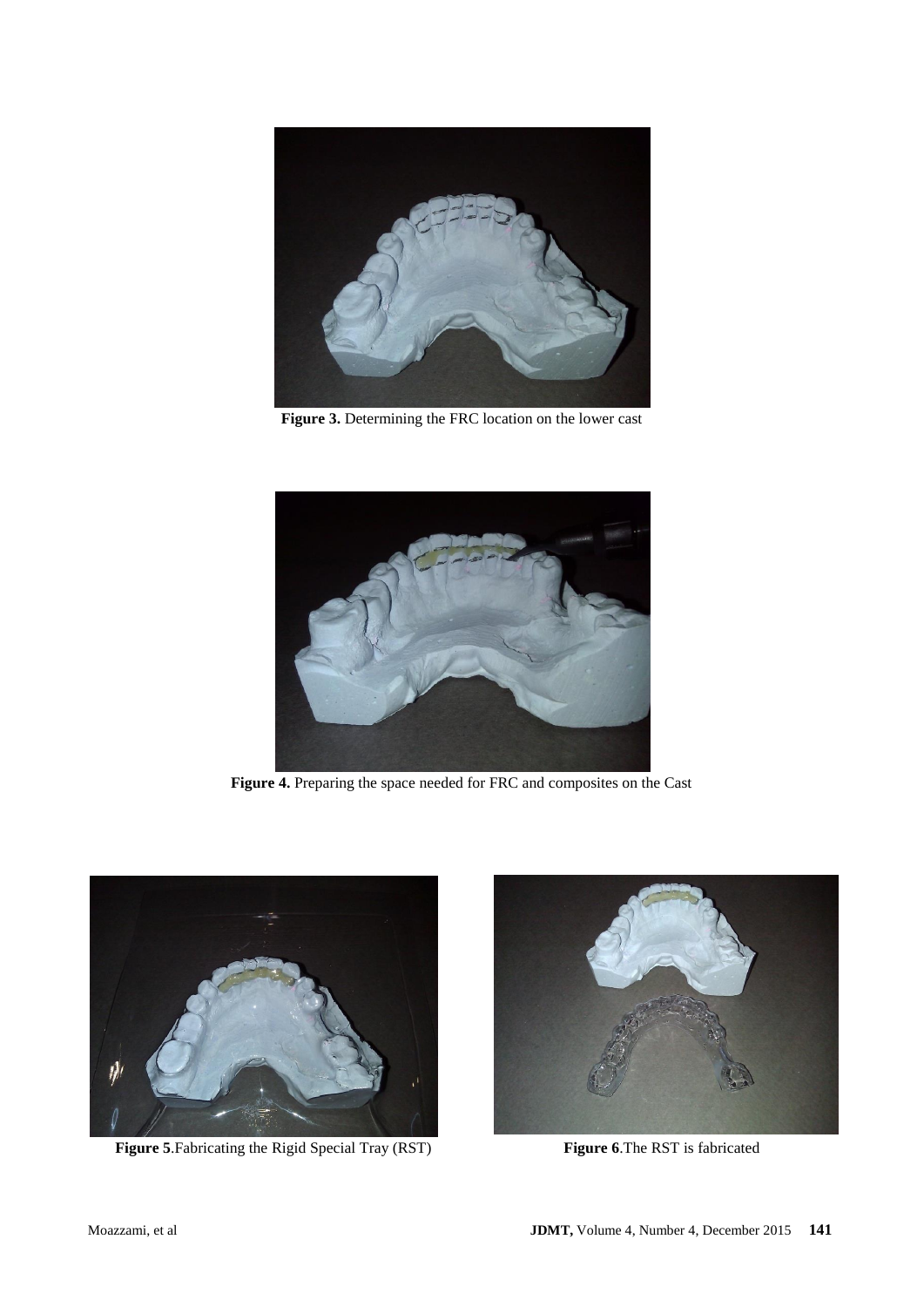**Figure 3.** Determining the FRC location on the lower cast

**Figure 4.** Preparing the space needed for FRC and composites on the Cast

**Figure 5**.Fabricating the Rigid Special Tray (RST)

**Figure 6**.The RST is fabricated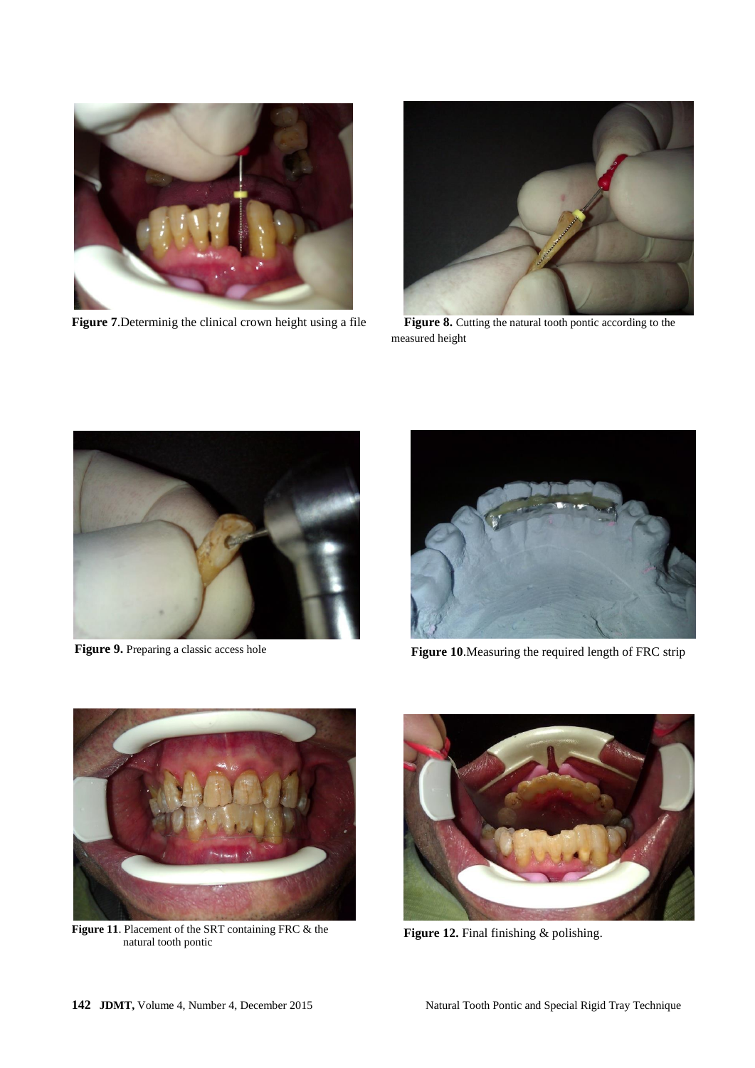**Figure 7**.Determinig the clinical crown height using a file

**Figure 8.** Cutting the natural tooth pontic according to the measured height

**Figure 9.** Preparing a classic access hole

**Figure 10**.Measuring the required length of FRC strip

**Figure 11**. Placement of the SRT containing FRC & the natural tooth pontic

**Figure 12.** Final finishing & polishing.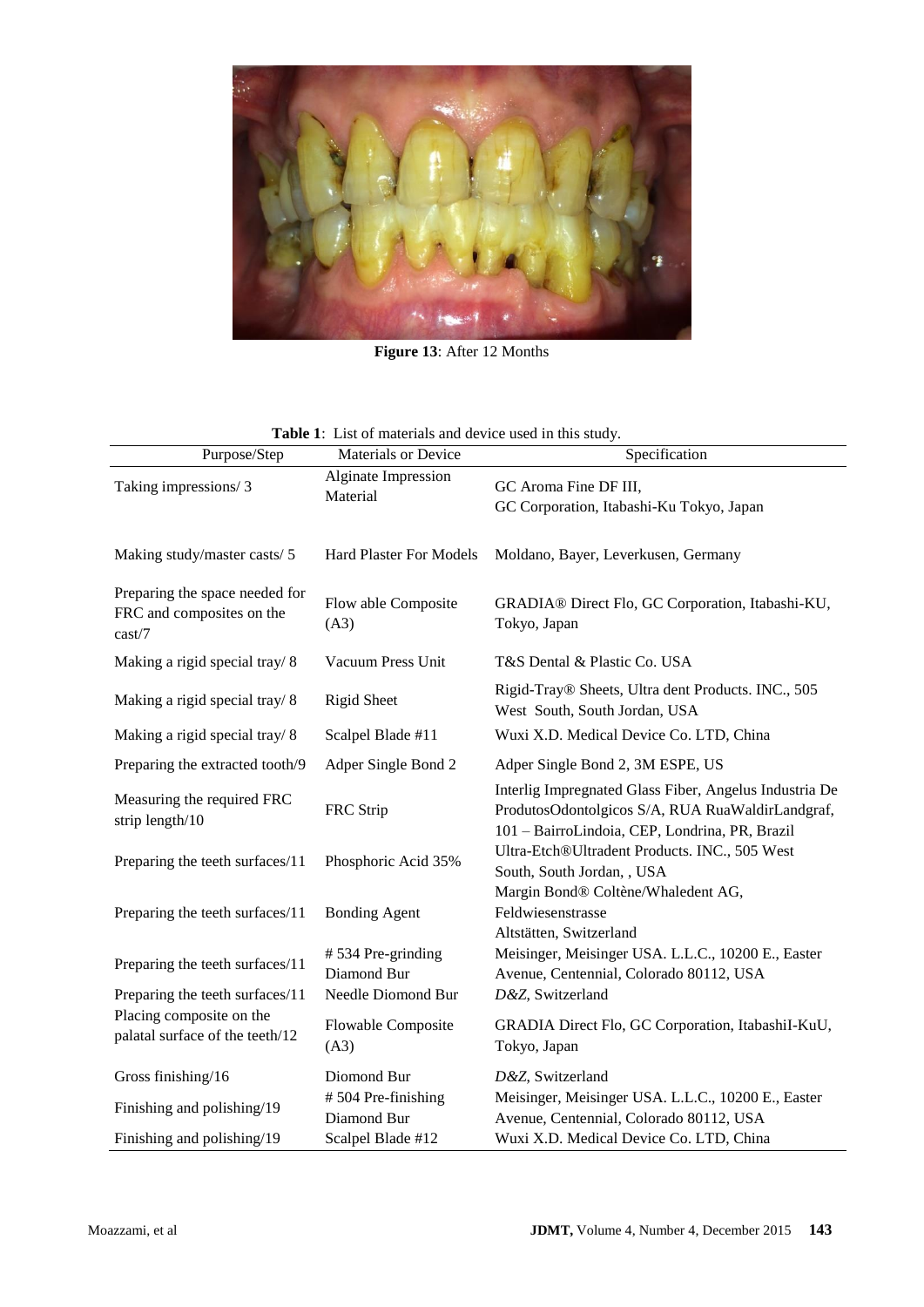**Figure 13**: After 12 Months

**Table 1**: List of materials and device used in this study.

| Purpose/Step | Materials or Device | Specification |
|---|---|---|
| Taking impressions/ 3 | Alginate Impression Material | GC Aroma Fine DF III, GC Corporation, Itabashi-Ku Tokyo, Japan |
| Making study/master casts/ 5 | Hard Plaster For Models | Moldano, Bayer, Leverkusen, Germany |
| Preparing the space needed for FRC and composites on the cast/7 | Flow able Composite (A3) | GRADIA® Direct Flo, GC Corporation, Itabashi-KU, Tokyo, Japan |
| Making a rigid special tray/ 8 | Vacuum Press Unit | T&S Dental & Plastic Co. USA |
| Making a rigid special tray/ 8 | Rigid Sheet | Rigid-Tray® Sheets, Ultra dent Products. INC., 505 West South, South Jordan, USA |
| Making a rigid special tray/ 8 | Scalpel Blade #11 | Wuxi X.D. Medical Device Co. LTD, China |
| Preparing the extracted tooth/9 | Adper Single Bond 2 | Adper Single Bond 2, 3M ESPE, US |
| Measuring the required FRC strip length/10 | FRC Strip | Interlig Impregnated Glass Fiber, Angelus Industria De ProdutosOdontolgicos S/A, RUA RuaWaldirLandgraf, 101 – BairroLindoia, CEP, Londrina, PR, Brazil |
| Preparing the teeth surfaces/11 | Phosphoric Acid 35% | Ultra-Etch®Ultradent Products. INC., 505 West South, South Jordan, , USA |
| Preparing the teeth surfaces/11 | Bonding Agent | Margin Bond® Coltène/Whaledent AG, Feldwiesenstrasse Altstätten, Switzerland |
| Preparing the teeth surfaces/11 | # 534 Pre-grinding Diamond Bur | Meisinger, Meisinger USA. L.L.C., 10200 E., Easter Avenue, Centennial, Colorado 80112, USA |
| Preparing the teeth surfaces/11 | Needle Diomond Bur | *D&Z*, Switzerland |
| Placing composite on the palatal surface of the teeth/12 | Flowable Composite (A3) | GRADIA Direct Flo, GC Corporation, ItabashiI-KuU, Tokyo, Japan |
| Gross finishing/16 | Diomond Bur | *D&Z*, Switzerland |
| Finishing and polishing/19 | # 504 Pre-finishing Diamond Bur | Meisinger, Meisinger USA. L.L.C., 10200 E., Easter Avenue, Centennial, Colorado 80112, USA |
| Finishing and polishing/19 | Scalpel Blade #12 | Wuxi X.D. Medical Device Co. LTD, China |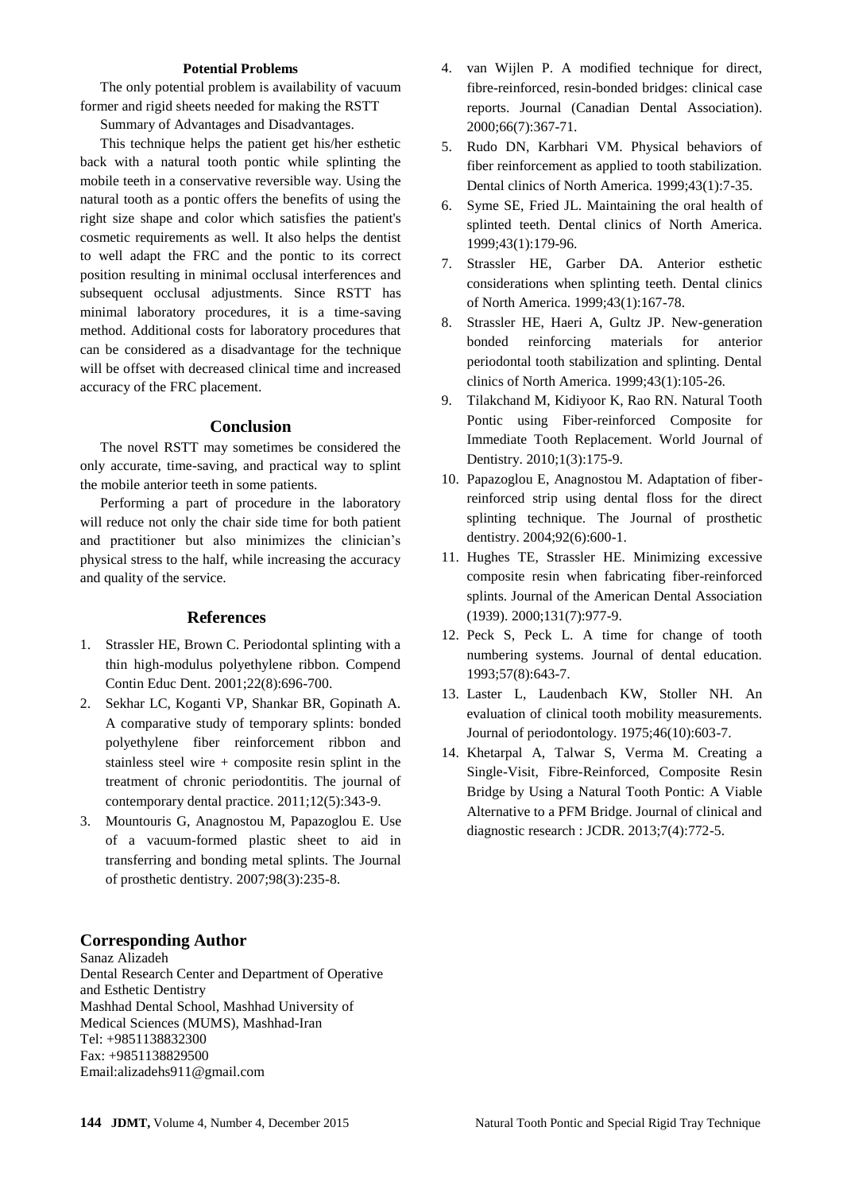**Potential Problems**

The only potential problem is availability of vacuum former and rigid sheets needed for making the RSTT

Summary of Advantages and Disadvantages.

This technique helps the patient get his/her esthetic back with a natural tooth pontic while splinting the mobile teeth in a conservative reversible way. Using the natural tooth as a pontic offers the benefits of using the right size shape and color which satisfies the patient's cosmetic requirements as well. It also helps the dentist to well adapt the FRC and the pontic to its correct position resulting in minimal occlusal interferences and subsequent occlusal adjustments. Since RSTT has minimal laboratory procedures, it is a time-saving method. Additional costs for laboratory procedures that can be considered as a disadvantage for the technique will be offset with decreased clinical time and increased accuracy of the FRC placement.

## Conclusion

The novel RSTT may sometimes be considered the only accurate, time-saving, and practical way to splint the mobile anterior teeth in some patients.

Performing a part of procedure in the laboratory will reduce not only the chair side time for both patient and practitioner but also minimizes the clinician's physical stress to the half, while increasing the accuracy and quality of the service.

## References

1. Strassler HE, Brown C. Periodontal splinting with a thin high-modulus polyethylene ribbon. Compend Contin Educ Dent. 2001;22(8):696-700.
2. Sekhar LC, Koganti VP, Shankar BR, Gopinath A. A comparative study of temporary splints: bonded polyethylene fiber reinforcement ribbon and stainless steel wire + composite resin splint in the treatment of chronic periodontitis. The journal of contemporary dental practice. 2011;12(5):343-9.
3. Mountouris G, Anagnostou M, Papazoglou E. Use of a vacuum-formed plastic sheet to aid in transferring and bonding metal splints. The Journal of prosthetic dentistry. 2007;98(3):235-8.
4. van Wijlen P. A modified technique for direct, fibre-reinforced, resin-bonded bridges: clinical case reports. Journal (Canadian Dental Association). 2000;66(7):367-71.
5. Rudo DN, Karbhari VM. Physical behaviors of fiber reinforcement as applied to tooth stabilization. Dental clinics of North America. 1999;43(1):7-35.
6. Syme SE, Fried JL. Maintaining the oral health of splinted teeth. Dental clinics of North America. 1999;43(1):179-96.
7. Strassler HE, Garber DA. Anterior esthetic considerations when splinting teeth. Dental clinics of North America. 1999;43(1):167-78.
8. Strassler HE, Haeri A, Gultz JP. New-generation bonded reinforcing materials for anterior periodontal tooth stabilization and splinting. Dental clinics of North America. 1999;43(1):105-26.
9. Tilakchand M, Kidiyoor K, Rao RN. Natural Tooth Pontic using Fiber-reinforced Composite for Immediate Tooth Replacement. World Journal of Dentistry. 2010;1(3):175-9.
10. Papazoglou E, Anagnostou M. Adaptation of fiber-reinforced strip using dental floss for the direct splinting technique. The Journal of prosthetic dentistry. 2004;92(6):600-1.
11. Hughes TE, Strassler HE. Minimizing excessive composite resin when fabricating fiber-reinforced splints. Journal of the American Dental Association (1939). 2000;131(7):977-9.
12. Peck S, Peck L. A time for change of tooth numbering systems. Journal of dental education. 1993;57(8):643-7.
13. Laster L, Laudenbach KW, Stoller NH. An evaluation of clinical tooth mobility measurements. Journal of periodontology. 1975;46(10):603-7.
14. Khetarpal A, Talwar S, Verma M. Creating a Single-Visit, Fibre-Reinforced, Composite Resin Bridge by Using a Natural Tooth Pontic: A Viable Alternative to a PFM Bridge. Journal of clinical and diagnostic research : JCDR. 2013;7(4):772-5.

## Corresponding Author

Sanaz Alizadeh
Dental Research Center and Department of Operative and Esthetic Dentistry
Mashhad Dental School, Mashhad University of Medical Sciences (MUMS), Mashhad-Iran
Tel: +9851138832300
Fax: +9851138829500
Email:alizadehs911@gmail.com